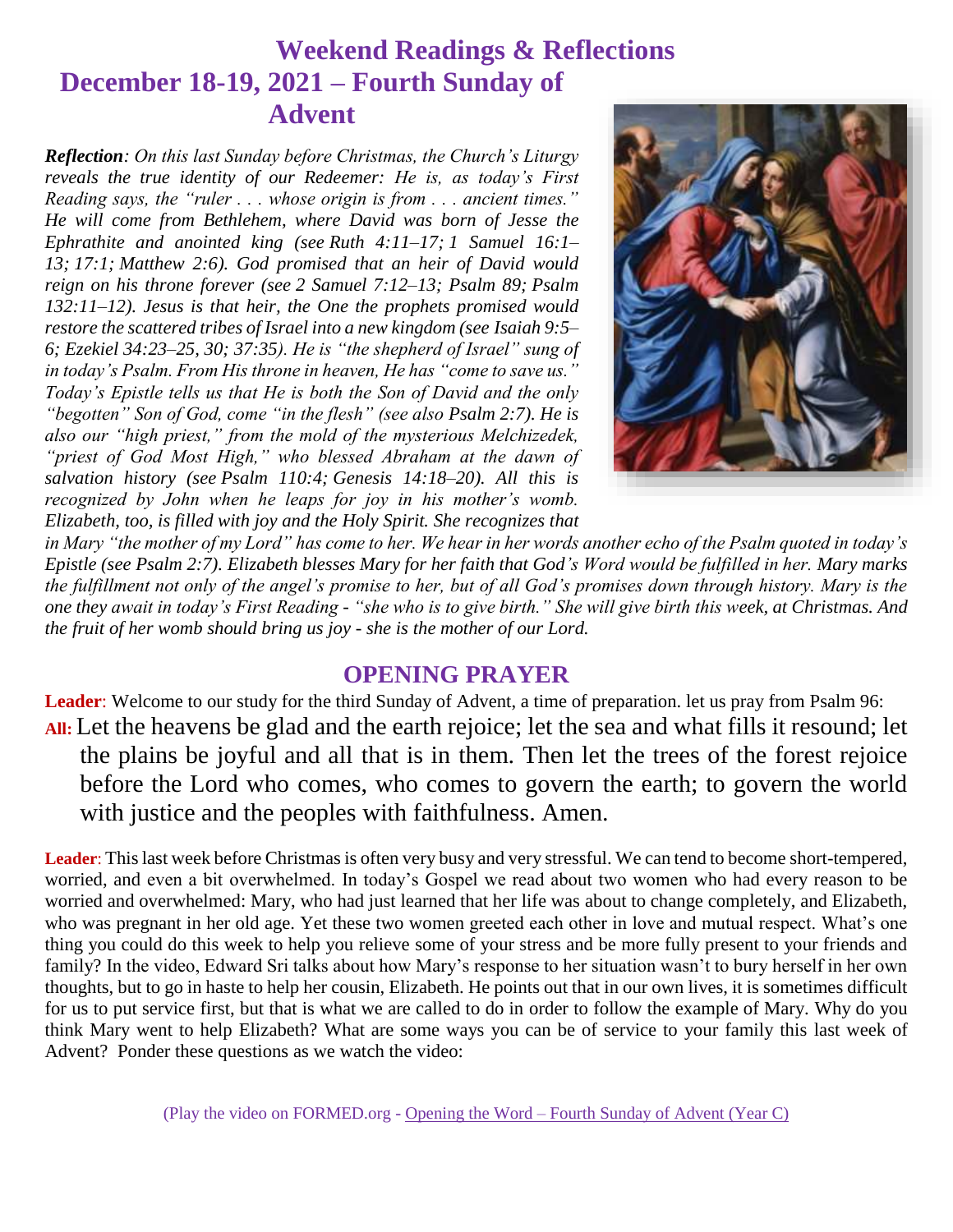# Weekend Readings & Reflections

## December 18-19, 2021 – Fourth Sunday of Advent

***Reflection**: On this last Sunday before Christmas, the Church's Liturgy reveals the true identity of our Redeemer: He is, as today's First Reading says, the "ruler . . . whose origin is from . . . ancient times." He will come from Bethlehem, where David was born of Jesse the Ephrathite and anointed king (see Ruth 4:11–17; 1 Samuel 16:1–13; 17:1; Matthew 2:6). God promised that an heir of David would reign on his throne forever (see 2 Samuel 7:12–13; Psalm 89; Psalm 132:11–12). Jesus is that heir, the One the prophets promised would restore the scattered tribes of Israel into a new kingdom (see Isaiah 9:5–6; Ezekiel 34:23–25, 30; 37:35). He is "the shepherd of Israel" sung of in today's Psalm. From His throne in heaven, He has "come to save us." Today's Epistle tells us that He is both the Son of David and the only "begotten" Son of God, come "in the flesh" (see also Psalm 2:7). He is also our "high priest," from the mold of the mysterious Melchizedek, "priest of God Most High," who blessed Abraham at the dawn of salvation history (see Psalm 110:4; Genesis 14:18–20). All this is recognized by John when he leaps for joy in his mother's womb. Elizabeth, too, is filled with joy and the Holy Spirit. She recognizes that in Mary "the mother of my Lord" has come to her. We hear in her words another echo of the Psalm quoted in today's Epistle (see Psalm 2:7). Elizabeth blesses Mary for her faith that God's Word would be fulfilled in her. Mary marks the fulfillment not only of the angel's promise to her, but of all God's promises down through history. Mary is the one they await in today's First Reading - "she who is to give birth." She will give birth this week, at Christmas. And the fruit of her womb should bring us joy - she is the mother of our Lord.*

## OPENING PRAYER

**Leader**: Welcome to our study for the third Sunday of Advent, a time of preparation. let us pray from Psalm 96:

**All:** Let the heavens be glad and the earth rejoice; let the sea and what fills it resound; let the plains be joyful and all that is in them. Then let the trees of the forest rejoice before the Lord who comes, who comes to govern the earth; to govern the world with justice and the peoples with faithfulness. Amen.

**Leader**: This last week before Christmas is often very busy and very stressful. We can tend to become short-tempered, worried, and even a bit overwhelmed. In today's Gospel we read about two women who had every reason to be worried and overwhelmed: Mary, who had just learned that her life was about to change completely, and Elizabeth, who was pregnant in her old age. Yet these two women greeted each other in love and mutual respect. What's one thing you could do this week to help you relieve some of your stress and be more fully present to your friends and family? In the video, Edward Sri talks about how Mary's response to her situation wasn't to bury herself in her own thoughts, but to go in haste to help her cousin, Elizabeth. He points out that in our own lives, it is sometimes difficult for us to put service first, but that is what we are called to do in order to follow the example of Mary. Why do you think Mary went to help Elizabeth? What are some ways you can be of service to your family this last week of Advent? Ponder these questions as we watch the video:

(Play the video on FORMED.org - Opening the Word – Fourth Sunday of Advent (Year C)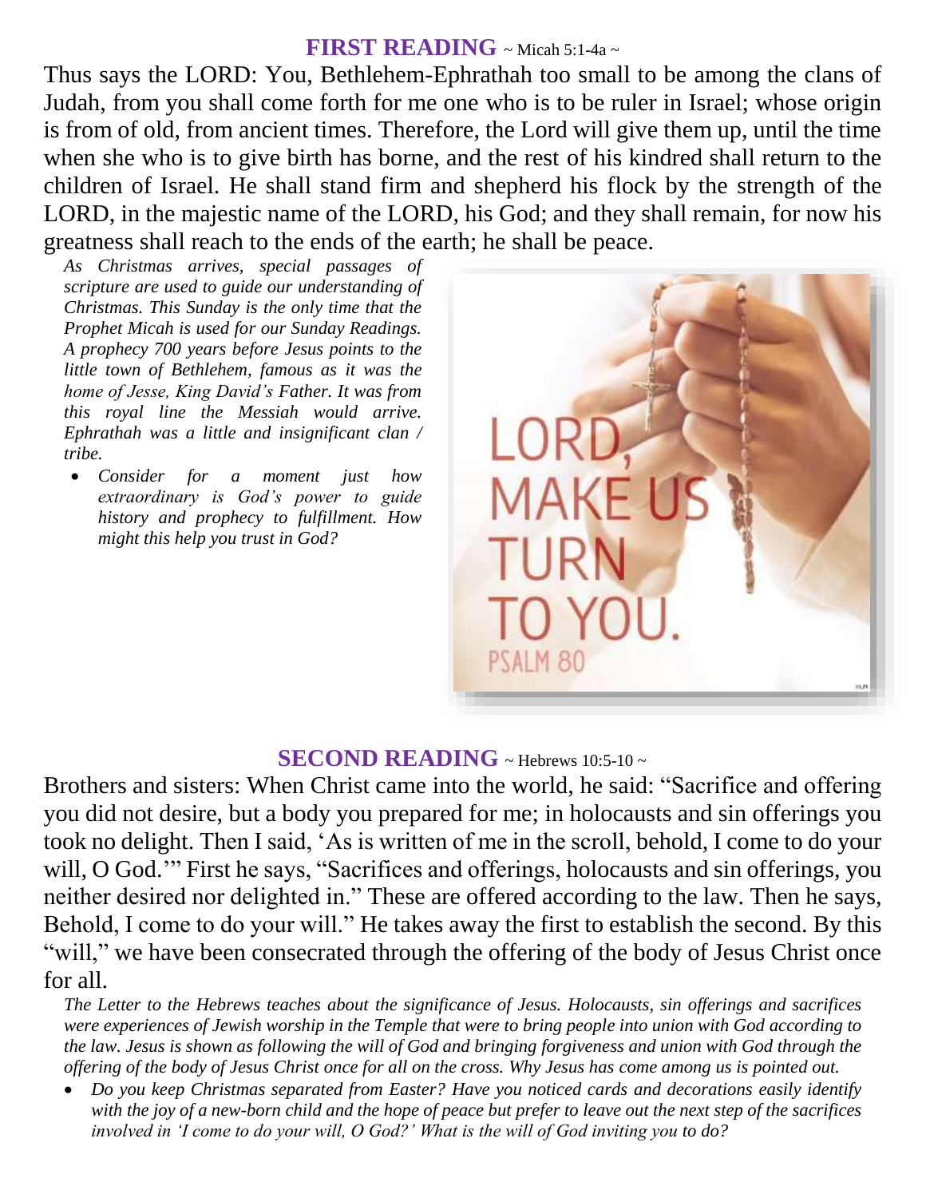## **FIRST READING** ~ Micah 5:1-4a ~

Thus says the LORD: You, Bethlehem-Ephrathah too small to be among the clans of Judah, from you shall come forth for me one who is to be ruler in Israel; whose origin is from of old, from ancient times. Therefore, the Lord will give them up, until the time when she who is to give birth has borne, and the rest of his kindred shall return to the children of Israel. He shall stand firm and shepherd his flock by the strength of the LORD, in the majestic name of the LORD, his God; and they shall remain, for now his greatness shall reach to the ends of the earth; he shall be peace.

*As Christmas arrives, special passages of scripture are used to guide our understanding of Christmas. This Sunday is the only time that the Prophet Micah is used for our Sunday Readings. A prophecy 700 years before Jesus points to the little town of Bethlehem, famous as it was the home of Jesse, King David's Father. It was from this royal line the Messiah would arrive. Ephrathah was a little and insignificant clan / tribe.*

- *Consider for a moment just how extraordinary is God's power to guide history and prophecy to fulfillment. How might this help you trust in God?*

LORD, MAKE US TURN TO YOU.
PSALM 80

## **SECOND READING** ~ Hebrews 10:5-10 ~

Brothers and sisters: When Christ came into the world, he said: "Sacrifice and offering you did not desire, but a body you prepared for me; in holocausts and sin offerings you took no delight. Then I said, 'As is written of me in the scroll, behold, I come to do your will, O God.'" First he says, "Sacrifices and offerings, holocausts and sin offerings, you neither desired nor delighted in." These are offered according to the law. Then he says, Behold, I come to do your will." He takes away the first to establish the second. By this "will," we have been consecrated through the offering of the body of Jesus Christ once for all.

*The Letter to the Hebrews teaches about the significance of Jesus. Holocausts, sin offerings and sacrifices were experiences of Jewish worship in the Temple that were to bring people into union with God according to the law. Jesus is shown as following the will of God and bringing forgiveness and union with God through the offering of the body of Jesus Christ once for all on the cross. Why Jesus has come among us is pointed out.*

- *Do you keep Christmas separated from Easter? Have you noticed cards and decorations easily identify with the joy of a new-born child and the hope of peace but prefer to leave out the next step of the sacrifices involved in 'I come to do your will, O God?' What is the will of God inviting you to do?*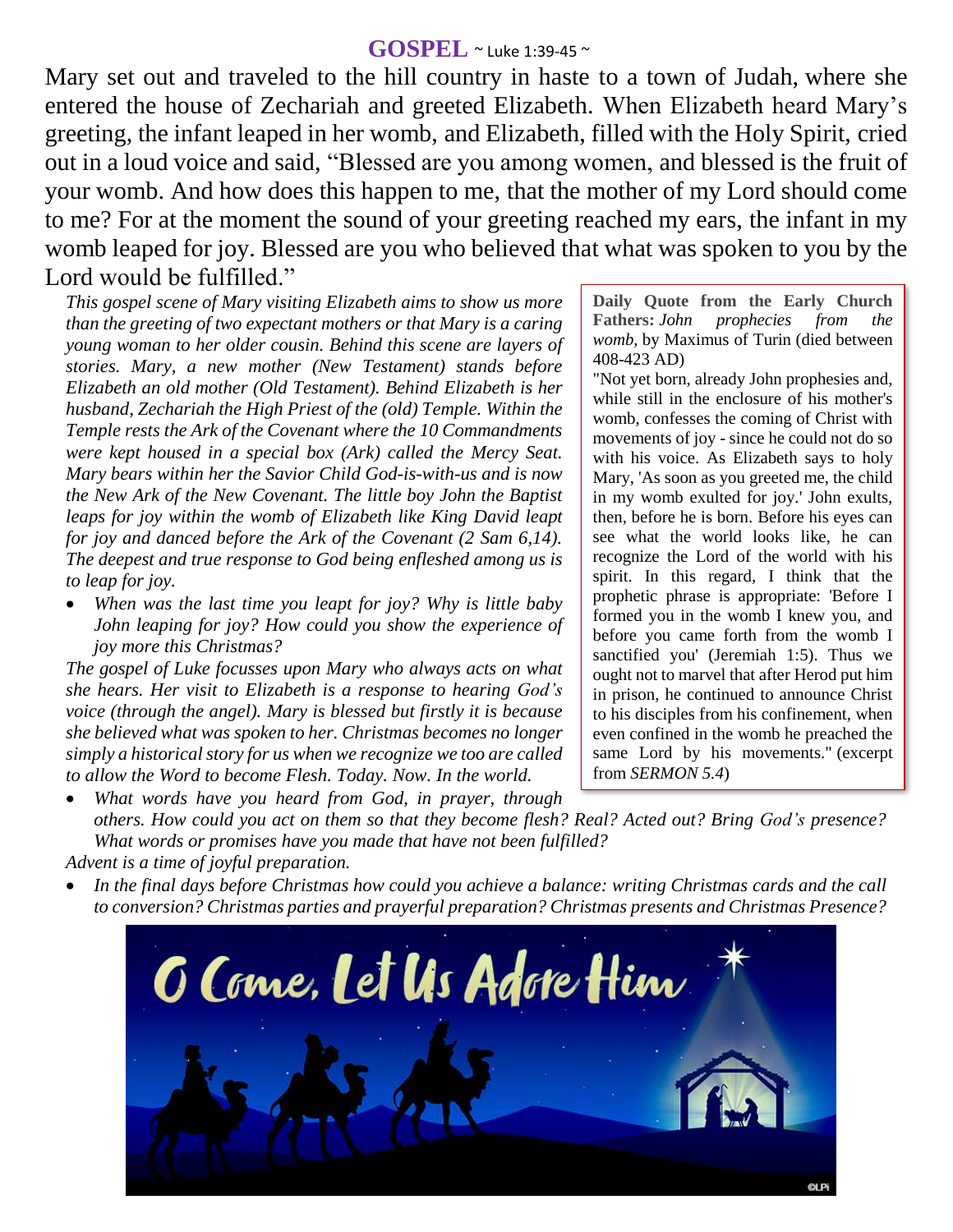## GOSPEL ~ Luke 1:39-45 ~

Mary set out and traveled to the hill country in haste to a town of Judah, where she entered the house of Zechariah and greeted Elizabeth. When Elizabeth heard Mary's greeting, the infant leaped in her womb, and Elizabeth, filled with the Holy Spirit, cried out in a loud voice and said, "Blessed are you among women, and blessed is the fruit of your womb. And how does this happen to me, that the mother of my Lord should come to me? For at the moment the sound of your greeting reached my ears, the infant in my womb leaped for joy. Blessed are you who believed that what was spoken to you by the Lord would be fulfilled."

*This gospel scene of Mary visiting Elizabeth aims to show us more than the greeting of two expectant mothers or that Mary is a caring young woman to her older cousin. Behind this scene are layers of stories. Mary, a new mother (New Testament) stands before Elizabeth an old mother (Old Testament). Behind Elizabeth is her husband, Zechariah the High Priest of the (old) Temple. Within the Temple rests the Ark of the Covenant where the 10 Commandments were kept housed in a special box (Ark) called the Mercy Seat. Mary bears within her the Savior Child God-is-with-us and is now the New Ark of the New Covenant. The little boy John the Baptist leaps for joy within the womb of Elizabeth like King David leapt for joy and danced before the Ark of the Covenant (2 Sam 6,14). The deepest and true response to God being enfleshed among us is to leap for joy.*

- *When was the last time you leapt for joy? Why is little baby John leaping for joy? How could you show the experience of joy more this Christmas?*

*The gospel of Luke focusses upon Mary who always acts on what she hears. Her visit to Elizabeth is a response to hearing God's voice (through the angel). Mary is blessed but firstly it is because she believed what was spoken to her. Christmas becomes no longer simply a historical story for us when we recognize we too are called to allow the Word to become Flesh. Today. Now. In the world.*

- *What words have you heard from God, in prayer, through others. How could you act on them so that they become flesh? Real? Acted out? Bring God's presence? What words or promises have you made that have not been fulfilled?*

*Advent is a time of joyful preparation.*

- *In the final days before Christmas how could you achieve a balance: writing Christmas cards and the call to conversion? Christmas parties and prayerful preparation? Christmas presents and Christmas Presence?*

**Daily Quote from the Early Church Fathers:** *John prophecies from the womb*, by Maximus of Turin (died between 408-423 AD)

"Not yet born, already John prophesies and, while still in the enclosure of his mother's womb, confesses the coming of Christ with movements of joy - since he could not do so with his voice. As Elizabeth says to holy Mary, 'As soon as you greeted me, the child in my womb exulted for joy.' John exults, then, before he is born. Before his eyes can see what the world looks like, he can recognize the Lord of the world with his spirit. In this regard, I think that the prophetic phrase is appropriate: 'Before I formed you in the womb I knew you, and before you came forth from the womb I sanctified you' (Jeremiah 1:5). Thus we ought not to marvel that after Herod put him in prison, he continued to announce Christ to his disciples from his confinement, when even confined in the womb he preached the same Lord by his movements." (excerpt from *SERMON 5.4*)

O Come, Let Us Adore Him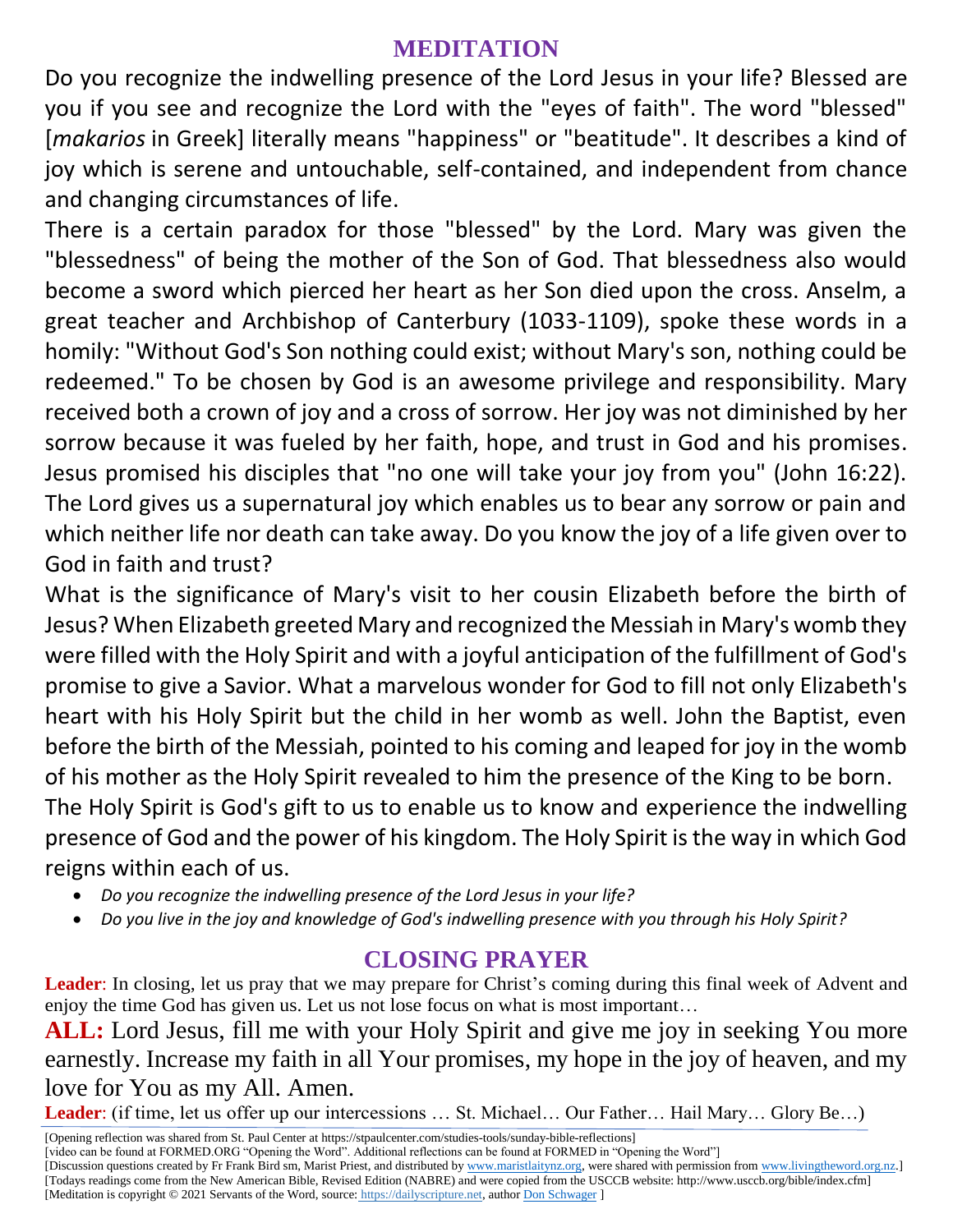## MEDITATION

Do you recognize the indwelling presence of the Lord Jesus in your life? Blessed are you if you see and recognize the Lord with the "eyes of faith". The word "blessed" [*makarios* in Greek] literally means "happiness" or "beatitude". It describes a kind of joy which is serene and untouchable, self-contained, and independent from chance and changing circumstances of life.

There is a certain paradox for those "blessed" by the Lord. Mary was given the "blessedness" of being the mother of the Son of God. That blessedness also would become a sword which pierced her heart as her Son died upon the cross. Anselm, a great teacher and Archbishop of Canterbury (1033-1109), spoke these words in a homily: "Without God's Son nothing could exist; without Mary's son, nothing could be redeemed." To be chosen by God is an awesome privilege and responsibility. Mary received both a crown of joy and a cross of sorrow. Her joy was not diminished by her sorrow because it was fueled by her faith, hope, and trust in God and his promises. Jesus promised his disciples that "no one will take your joy from you" (John 16:22). The Lord gives us a supernatural joy which enables us to bear any sorrow or pain and which neither life nor death can take away. Do you know the joy of a life given over to God in faith and trust?

What is the significance of Mary's visit to her cousin Elizabeth before the birth of Jesus? When Elizabeth greeted Mary and recognized the Messiah in Mary's womb they were filled with the Holy Spirit and with a joyful anticipation of the fulfillment of God's promise to give a Savior. What a marvelous wonder for God to fill not only Elizabeth's heart with his Holy Spirit but the child in her womb as well. John the Baptist, even before the birth of the Messiah, pointed to his coming and leaped for joy in the womb of his mother as the Holy Spirit revealed to him the presence of the King to be born.

The Holy Spirit is God's gift to us to enable us to know and experience the indwelling presence of God and the power of his kingdom. The Holy Spirit is the way in which God reigns within each of us.

- *Do you recognize the indwelling presence of the Lord Jesus in your life?*
- *Do you live in the joy and knowledge of God's indwelling presence with you through his Holy Spirit?*

## CLOSING PRAYER

**Leader**: In closing, let us pray that we may prepare for Christ's coming during this final week of Advent and enjoy the time God has given us. Let us not lose focus on what is most important…

**ALL:** Lord Jesus, fill me with your Holy Spirit and give me joy in seeking You more earnestly. Increase my faith in all Your promises, my hope in the joy of heaven, and my love for You as my All. Amen.

**Leader**: (if time, let us offer up our intercessions … St. Michael… Our Father… Hail Mary… Glory Be…)

[Opening reflection was shared from St. Paul Center at https://stpaulcenter.com/studies-tools/sunday-bible-reflections]
[video can be found at FORMED.ORG "Opening the Word". Additional reflections can be found at FORMED in "Opening the Word"]
[Discussion questions created by Fr Frank Bird sm, Marist Priest, and distributed by www.maristlaitynz.org, were shared with permission from www.livingtheword.org.nz.]
[Todays readings come from the New American Bible, Revised Edition (NABRE) and were copied from the USCCB website: http://www.usccb.org/bible/index.cfm]
[Meditation is copyright © 2021 Servants of the Word, source: https://dailyscripture.net, author Don Schwager ]